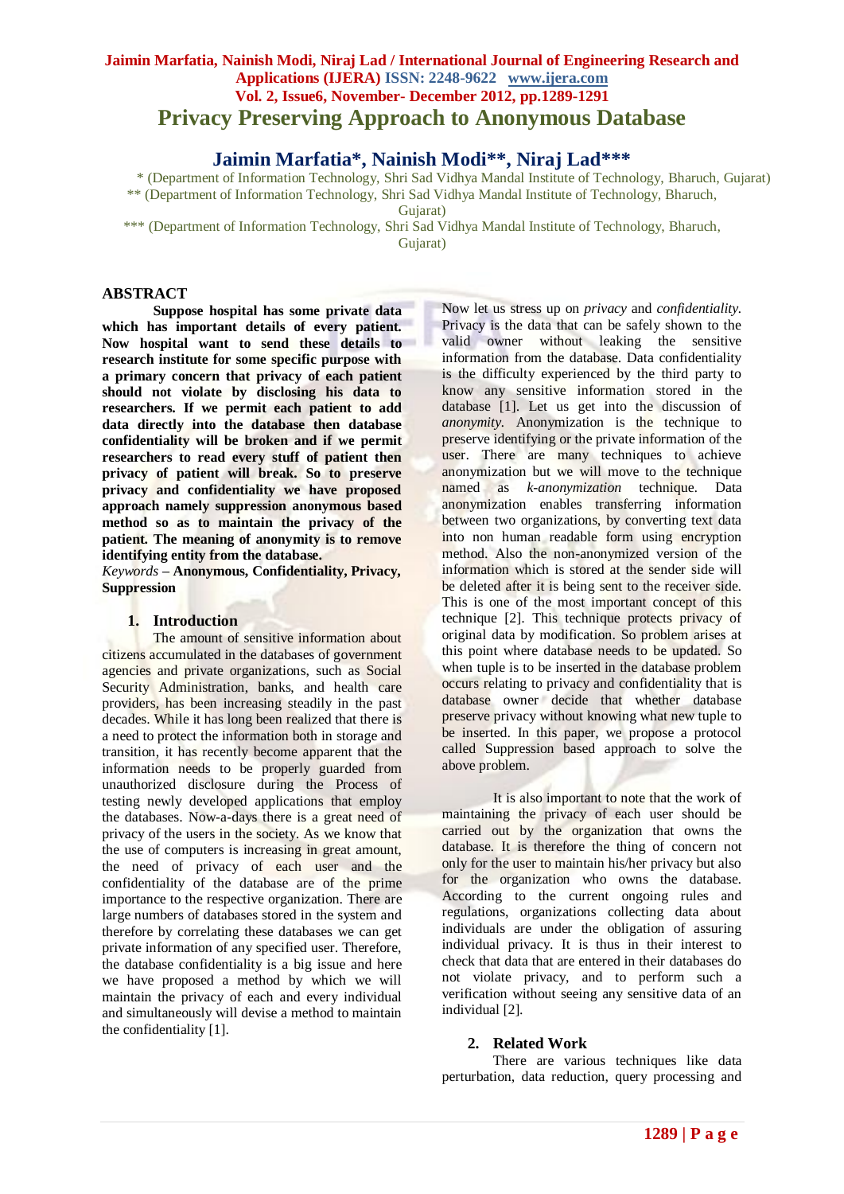# Privacy Preserving Approach to Anonymous Database

## Jaimin Marfatia*, Nainish Modi**, Niraj Lad***

\* (Department of Information Technology, Shri Sad Vidhya Mandal Institute of Technology, Bharuch, Gujarat)
\*\* (Department of Information Technology, Shri Sad Vidhya Mandal Institute of Technology, Bharuch, Gujarat)
\*\*\* (Department of Information Technology, Shri Sad Vidhya Mandal Institute of Technology, Bharuch, Gujarat)

## ABSTRACT

**Suppose hospital has some private data which has important details of every patient. Now hospital want to send these details to research institute for some specific purpose with a primary concern that privacy of each patient should not violate by disclosing his data to researchers. If we permit each patient to add data directly into the database then database confidentiality will be broken and if we permit researchers to read every stuff of patient then privacy of patient will break. So to preserve privacy and confidentiality we have proposed approach namely suppression anonymous based method so as to maintain the privacy of the patient. The meaning of anonymity is to remove identifying entity from the database.**

*Keywords* – **Anonymous, Confidentiality, Privacy, Suppression**

## 1. Introduction

The amount of sensitive information about citizens accumulated in the databases of government agencies and private organizations, such as Social Security Administration, banks, and health care providers, has been increasing steadily in the past decades. While it has long been realized that there is a need to protect the information both in storage and transition, it has recently become apparent that the information needs to be properly guarded from unauthorized disclosure during the Process of testing newly developed applications that employ the databases. Now-a-days there is a great need of privacy of the users in the society. As we know that the use of computers is increasing in great amount, the need of privacy of each user and the confidentiality of the database are of the prime importance to the respective organization. There are large numbers of databases stored in the system and therefore by correlating these databases we can get private information of any specified user. Therefore, the database confidentiality is a big issue and here we have proposed a method by which we will maintain the privacy of each and every individual and simultaneously will devise a method to maintain the confidentiality [1].

Now let us stress up on *privacy* and *confidentiality.* Privacy is the data that can be safely shown to the valid owner without leaking the sensitive information from the database. Data confidentiality is the difficulty experienced by the third party to know any sensitive information stored in the database [1]. Let us get into the discussion of *anonymity.* Anonymization is the technique to preserve identifying or the private information of the user. There are many techniques to achieve anonymization but we will move to the technique named as *k-anonymization* technique. Data anonymization enables transferring information between two organizations, by converting text data into non human readable form using encryption method. Also the non-anonymized version of the information which is stored at the sender side will be deleted after it is being sent to the receiver side. This is one of the most important concept of this technique [2]. This technique protects privacy of original data by modification. So problem arises at this point where database needs to be updated. So when tuple is to be inserted in the database problem occurs relating to privacy and confidentiality that is database owner decide that whether database preserve privacy without knowing what new tuple to be inserted. In this paper, we propose a protocol called Suppression based approach to solve the above problem.

It is also important to note that the work of maintaining the privacy of each user should be carried out by the organization that owns the database. It is therefore the thing of concern not only for the user to maintain his/her privacy but also for the organization who owns the database. According to the current ongoing rules and regulations, organizations collecting data about individuals are under the obligation of assuring individual privacy. It is thus in their interest to check that data that are entered in their databases do not violate privacy, and to perform such a verification without seeing any sensitive data of an individual [2].

## 2. Related Work

There are various techniques like data perturbation, data reduction, query processing and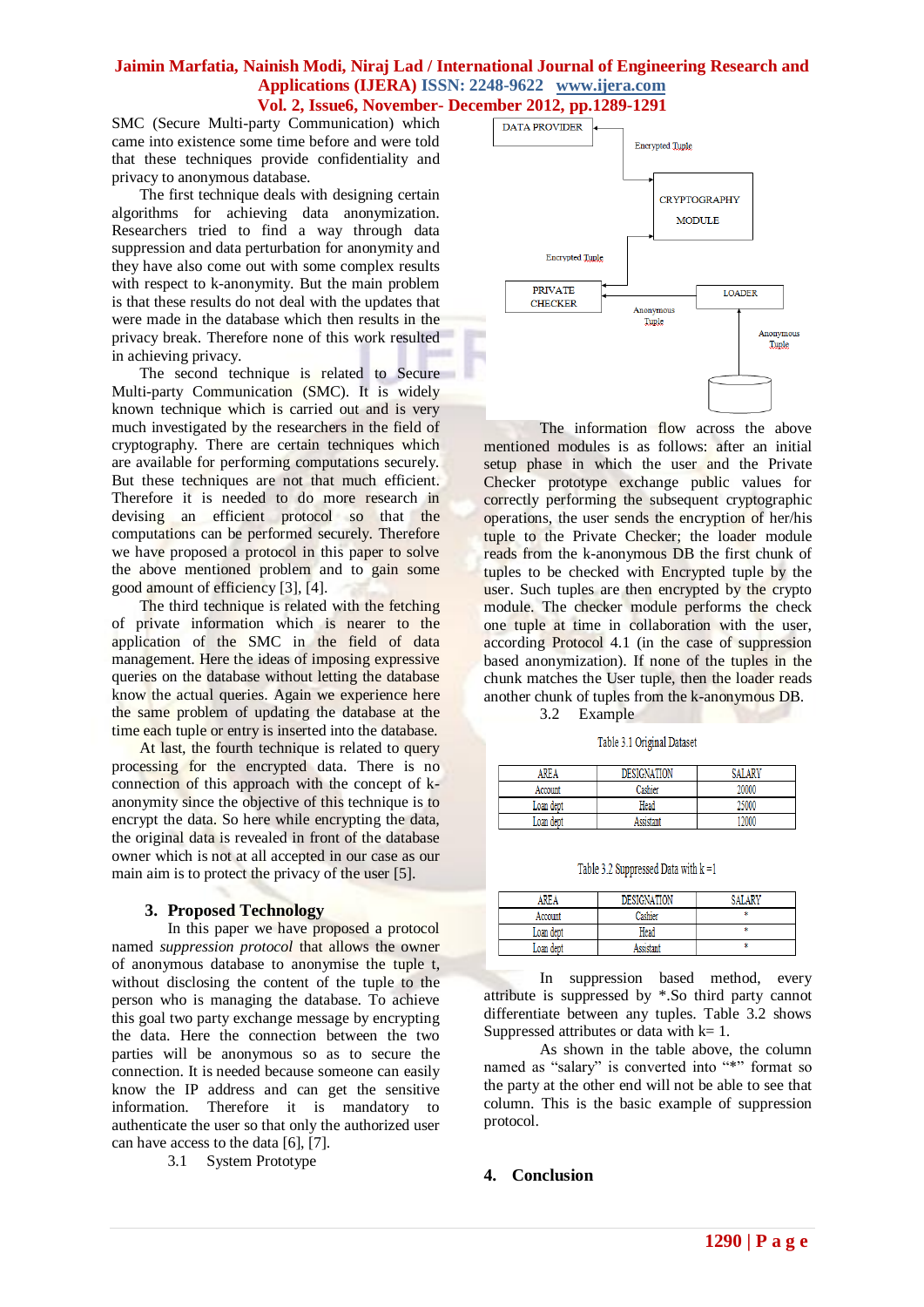SMC (Secure Multi-party Communication) which came into existence some time before and were told that these techniques provide confidentiality and privacy to anonymous database.

The first technique deals with designing certain algorithms for achieving data anonymization. Researchers tried to find a way through data suppression and data perturbation for anonymity and they have also come out with some complex results with respect to k-anonymity. But the main problem is that these results do not deal with the updates that were made in the database which then results in the privacy break. Therefore none of this work resulted in achieving privacy.

The second technique is related to Secure Multi-party Communication (SMC). It is widely known technique which is carried out and is very much investigated by the researchers in the field of cryptography. There are certain techniques which are available for performing computations securely. But these techniques are not that much efficient. Therefore it is needed to do more research in devising an efficient protocol so that the computations can be performed securely. Therefore we have proposed a protocol in this paper to solve the above mentioned problem and to gain some good amount of efficiency [3], [4].

The third technique is related with the fetching of private information which is nearer to the application of the SMC in the field of data management. Here the ideas of imposing expressive queries on the database without letting the database know the actual queries. Again we experience here the same problem of updating the database at the time each tuple or entry is inserted into the database.

At last, the fourth technique is related to query processing for the encrypted data. There is no connection of this approach with the concept of k-anonymity since the objective of this technique is to encrypt the data. So here while encrypting the data, the original data is revealed in front of the database owner which is not at all accepted in our case as our main aim is to protect the privacy of the user [5].

## 3. Proposed Technology

In this paper we have proposed a protocol named *suppression protocol* that allows the owner of anonymous database to anonymise the tuple t, without disclosing the content of the tuple to the person who is managing the database. To achieve this goal two party exchange message by encrypting the data. Here the connection between the two parties will be anonymous so as to secure the connection. It is needed because someone can easily know the IP address and can get the sensitive information. Therefore it is mandatory to authenticate the user so that only the authorized user can have access to the data [6], [7].

### 3.1 System Prototype

DATA PROVIDER → Encrypted Tuple → CRYPTOGRAPHY MODULE → Encrypted Tuple → PRIVATE CHECKER; LOADER → Anonymous Tuple → PRIVATE CHECKER; Anonymous Tuple (database) → LOADER

The information flow across the above mentioned modules is as follows: after an initial setup phase in which the user and the Private Checker prototype exchange public values for correctly performing the subsequent cryptographic operations, the user sends the encryption of her/his tuple to the Private Checker; the loader module reads from the k-anonymous DB the first chunk of tuples to be checked with Encrypted tuple by the user. Such tuples are then encrypted by the crypto module. The checker module performs the check one tuple at time in collaboration with the user, according Protocol 4.1 (in the case of suppression based anonymization). If none of the tuples in the chunk matches the User tuple, then the loader reads another chunk of tuples from the k-anonymous DB.

### 3.2 Example

Table 3.1 Original Dataset

| AREA | DESIGNATION | SALARY |
|---|---|---|
| Account | Cashier | 20000 |
| Loan dept | Head | 25000 |
| Loan dept | Assistant | 12000 |

Table 3.2 Suppressed Data with k =1

| AREA | DESIGNATION | SALARY |
|---|---|---|
| Account | Cashier | * |
| Loan dept | Head | * |
| Loan dept | Assistant | * |

In suppression based method, every attribute is suppressed by *.So third party cannot differentiate between any tuples. Table 3.2 shows Suppressed attributes or data with k= 1.

As shown in the table above, the column named as "salary" is converted into "*" format so the party at the other end will not be able to see that column. This is the basic example of suppression protocol.

## 4. Conclusion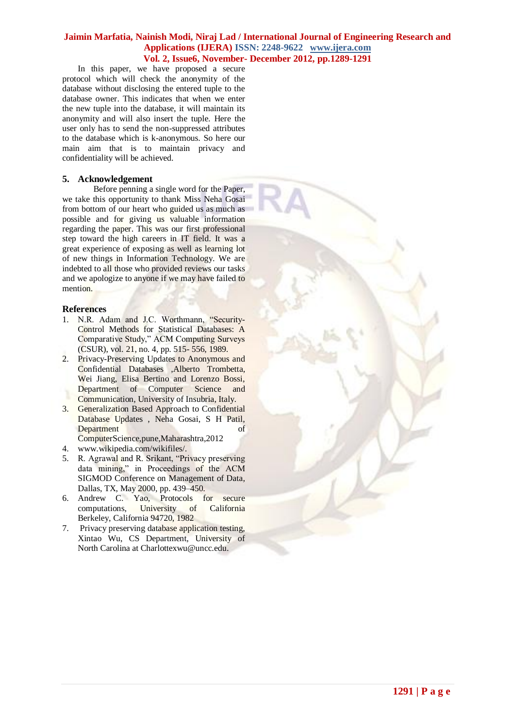In this paper, we have proposed a secure protocol which will check the anonymity of the database without disclosing the entered tuple to the database owner. This indicates that when we enter the new tuple into the database, it will maintain its anonymity and will also insert the tuple. Here the user only has to send the non-suppressed attributes to the database which is k-anonymous. So here our main aim that is to maintain privacy and confidentiality will be achieved.

## 5. Acknowledgement

Before penning a single word for the Paper, we take this opportunity to thank Miss Neha Gosai from bottom of our heart who guided us as much as possible and for giving us valuable information regarding the paper. This was our first professional step toward the high careers in IT field. It was a great experience of exposing as well as learning lot of new things in Information Technology. We are indebted to all those who provided reviews our tasks and we apologize to anyone if we may have failed to mention.

## References

1. N.R. Adam and J.C. Worthmann, "Security-Control Methods for Statistical Databases: A Comparative Study," ACM Computing Surveys (CSUR), vol. 21, no. 4, pp. 515- 556, 1989.
2. Privacy-Preserving Updates to Anonymous and Confidential Databases ,Alberto Trombetta, Wei Jiang, Elisa Bertino and Lorenzo Bossi, Department of Computer Science and Communication, University of Insubria, Italy.
3. Generalization Based Approach to Confidential Database Updates , Neha Gosai, S H Patil, Department of ComputerScience,pune,Maharashtra,2012
4. www.wikipedia.com/wikifiles/.
5. R. Agrawal and R. Srikant, "Privacy preserving data mining," in Proceedings of the ACM SIGMOD Conference on Management of Data, Dallas, TX, May 2000, pp. 439–450.
6. Andrew C. Yao, Protocols for secure computations, University of California Berkeley, California 94720, 1982
7. Privacy preserving database application testing, Xintao Wu, CS Department, University of North Carolina at Charlottexwu@uncc.edu.